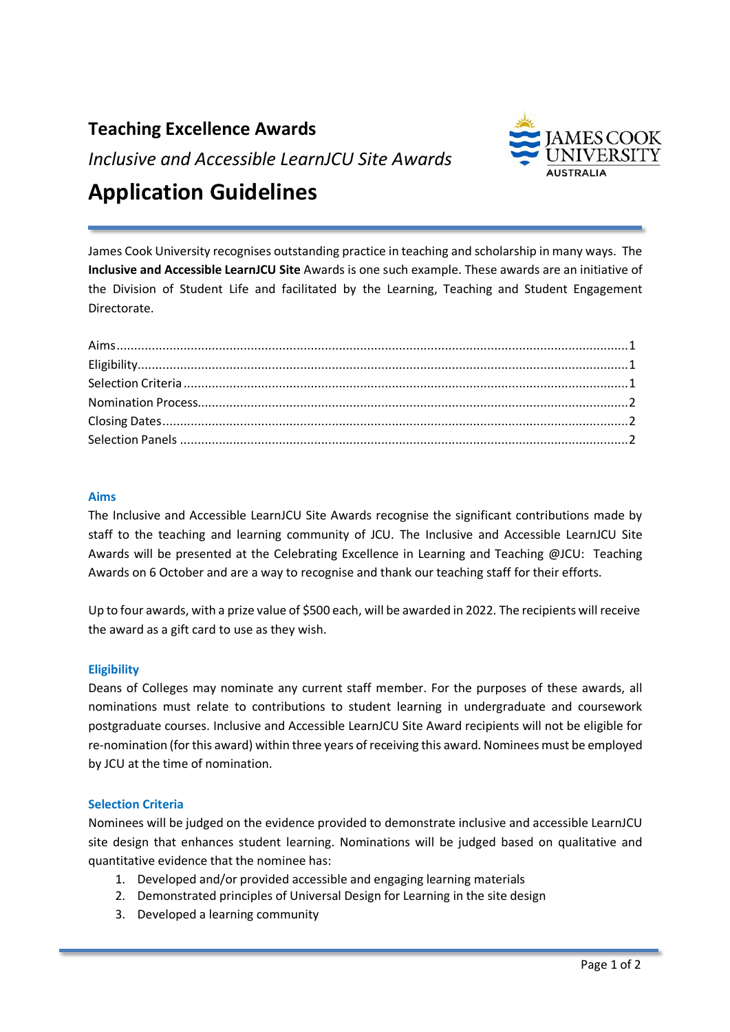# Teaching Excellence Awards

*Inclusive and Accessible LearnJCU Site Awards*

# Application Guidelines

James Cook University recognises outstanding practice in teaching and scholarship in many ways. The **Inclusive and Accessible LearnJCU Site** Awards is one such example. These awards are an initiative of the Division of Student Life and facilitated by the Learning, Teaching and Student Engagement Directorate.

Aims............................................................1
Eligibility......................................................1
Selection Criteria..............................................1
Nomination Process..............................................2
Closing Dates...................................................2
Selection Panels................................................2

## Aims

The Inclusive and Accessible LearnJCU Site Awards recognise the significant contributions made by staff to the teaching and learning community of JCU. The Inclusive and Accessible LearnJCU Site Awards will be presented at the Celebrating Excellence in Learning and Teaching @JCU: Teaching Awards on 6 October and are a way to recognise and thank our teaching staff for their efforts.

Up to four awards, with a prize value of $500 each, will be awarded in 2022. The recipients will receive the award as a gift card to use as they wish.

## Eligibility

Deans of Colleges may nominate any current staff member. For the purposes of these awards, all nominations must relate to contributions to student learning in undergraduate and coursework postgraduate courses. Inclusive and Accessible LearnJCU Site Award recipients will not be eligible for re-nomination (for this award) within three years of receiving this award. Nominees must be employed by JCU at the time of nomination.

## Selection Criteria

Nominees will be judged on the evidence provided to demonstrate inclusive and accessible LearnJCU site design that enhances student learning. Nominations will be judged based on qualitative and quantitative evidence that the nominee has:

1. Developed and/or provided accessible and engaging learning materials
2. Demonstrated principles of Universal Design for Learning in the site design
3. Developed a learning community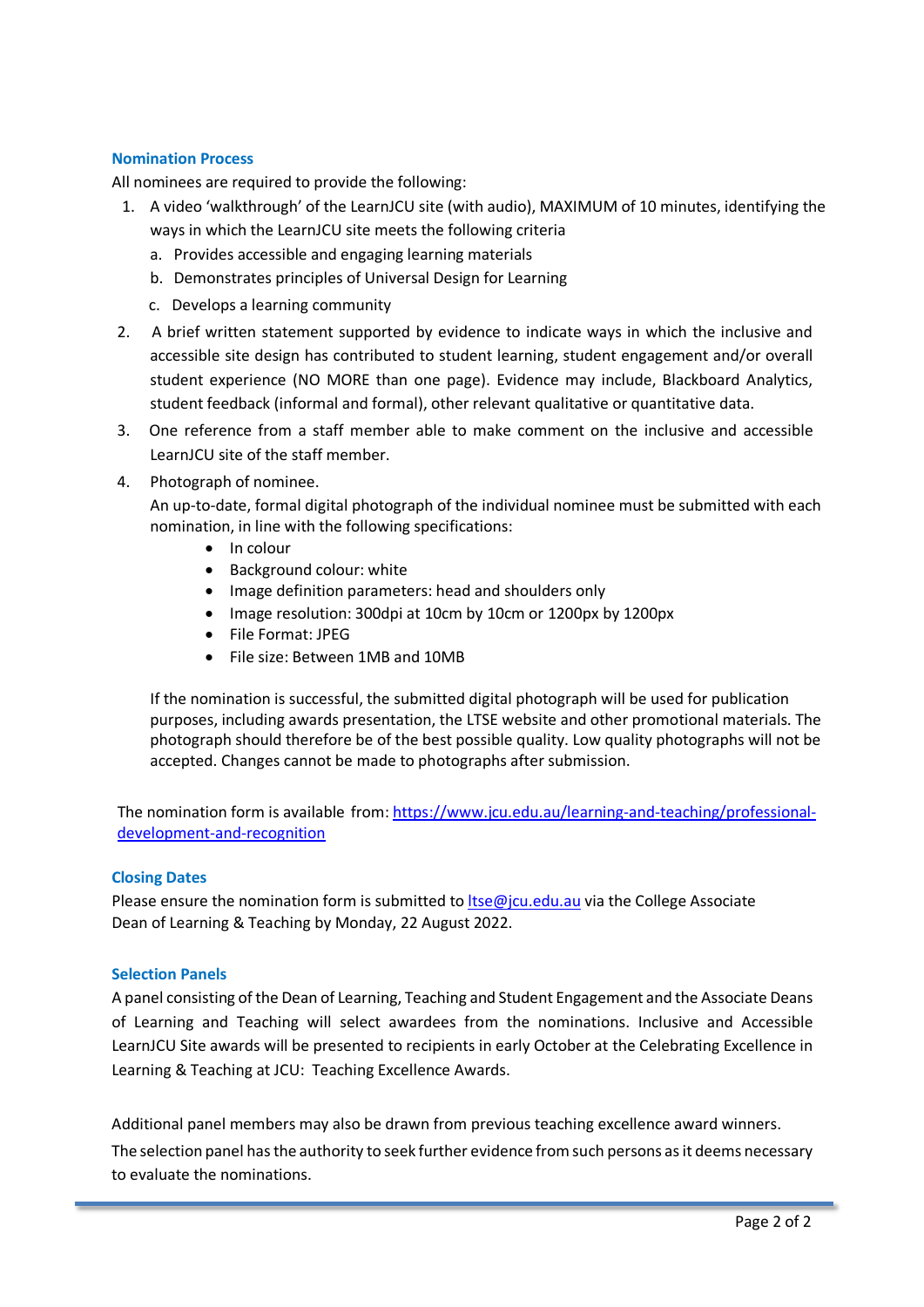## Nomination Process

All nominees are required to provide the following:

1. A video 'walkthrough' of the LearnJCU site (with audio), MAXIMUM of 10 minutes, identifying the ways in which the LearnJCU site meets the following criteria
   a. Provides accessible and engaging learning materials
   b. Demonstrates principles of Universal Design for Learning
   c. Develops a learning community
2. A brief written statement supported by evidence to indicate ways in which the inclusive and accessible site design has contributed to student learning, student engagement and/or overall student experience (NO MORE than one page). Evidence may include, Blackboard Analytics, student feedback (informal and formal), other relevant qualitative or quantitative data.
3. One reference from a staff member able to make comment on the inclusive and accessible LearnJCU site of the staff member.
4. Photograph of nominee.
   An up-to-date, formal digital photograph of the individual nominee must be submitted with each nomination, in line with the following specifications:
   - In colour
   - Background colour: white
   - Image definition parameters: head and shoulders only
   - Image resolution: 300dpi at 10cm by 10cm or 1200px by 1200px
   - File Format: JPEG
   - File size: Between 1MB and 10MB

   If the nomination is successful, the submitted digital photograph will be used for publication purposes, including awards presentation, the LTSE website and other promotional materials. The photograph should therefore be of the best possible quality. Low quality photographs will not be accepted. Changes cannot be made to photographs after submission.

The nomination form is available from: [https://www.jcu.edu.au/learning-and-teaching/professional-development-and-recognition](https://www.jcu.edu.au/learning-and-teaching/professional-development-and-recognition)

## Closing Dates

Please ensure the nomination form is submitted to [ltse@jcu.edu.au](mailto:ltse@jcu.edu.au) via the College Associate Dean of Learning & Teaching by Monday, 22 August 2022.

## Selection Panels

A panel consisting of the Dean of Learning, Teaching and Student Engagement and the Associate Deans of Learning and Teaching will select awardees from the nominations. Inclusive and Accessible LearnJCU Site awards will be presented to recipients in early October at the Celebrating Excellence in Learning & Teaching at JCU: Teaching Excellence Awards.

Additional panel members may also be drawn from previous teaching excellence award winners.

The selection panel has the authority to seek further evidence from such persons as it deems necessary to evaluate the nominations.